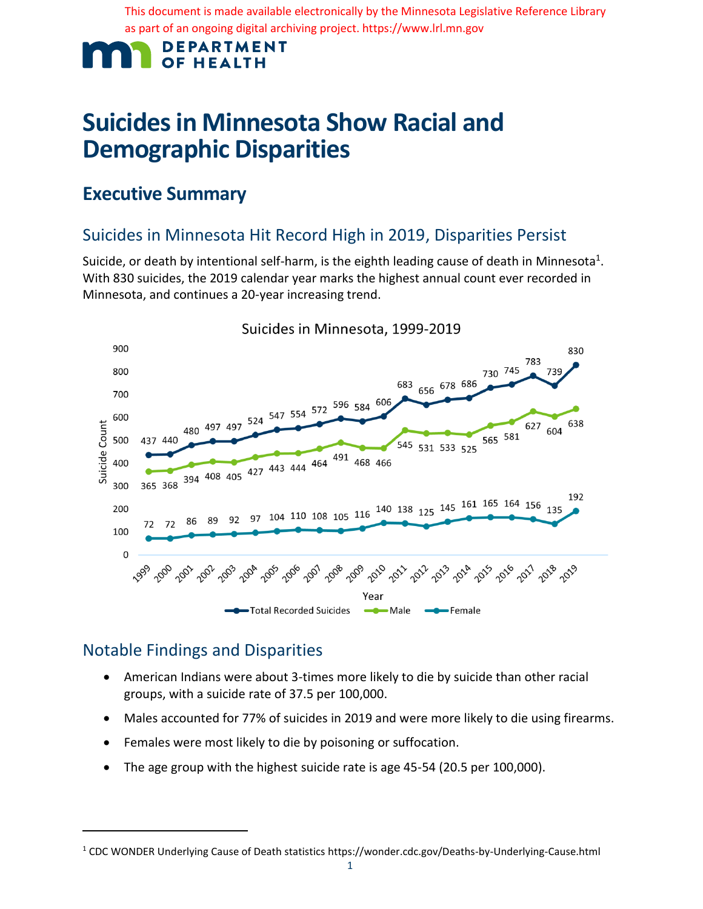This document is made available electronically by the Minnesota Legislative Reference Library as part of an ongoing digital archiving project. https://www.lrl.mn.gov

DEPARTMENT OF HEALTH

# Suicides in Minnesota Show Racial and Demographic Disparities

## Executive Summary

### Suicides in Minnesota Hit Record High in 2019, Disparities Persist

Suicide, or death by intentional self-harm, is the eighth leading cause of death in Minnesota[1]. With 830 suicides, the 2019 calendar year marks the highest annual count ever recorded in Minnesota, and continues a 20-year increasing trend.

Suicides in Minnesota, 1999-2019

| Year | Total Recorded Suicides | Male | Female |
|---|---|---|---|
| 1999 | 437 | 365 | 72 |
| 2000 | 440 | 368 | 72 |
| 2001 | 480 | 394 | 86 |
| 2002 | 497 | 408 | 89 |
| 2003 | 497 | 405 | 92 |
| 2004 | 524 | 427 | 97 |
| 2005 | 547 | 443 | 104 |
| 2006 | 554 | 444 | 110 |
| 2007 | 572 | 464 | 108 |
| 2008 | 596 | 491 | 105 |
| 2009 | 584 | 468 | 116 |
| 2010 | 606 | 466 | 140 |
| 2011 | 683 | 545 | 138 |
| 2012 | 656 | 531 | 125 |
| 2013 | 678 | 533 | 145 |
| 2014 | 686 | 525 | 161 |
| 2015 | 730 | 565 | 165 |
| 2016 | 745 | 581 | 164 |
| 2017 | 783 | 627 | 156 |
| 2018 | 739 | 604 | 135 |
| 2019 | 830 | 638 | 192 |

### Notable Findings and Disparities

- American Indians were about 3-times more likely to die by suicide than other racial groups, with a suicide rate of 37.5 per 100,000.
- Males accounted for 77% of suicides in 2019 and were more likely to die using firearms.
- Females were most likely to die by poisoning or suffocation.
- The age group with the highest suicide rate is age 45-54 (20.5 per 100,000).

[1] CDC WONDER Underlying Cause of Death statistics https://wonder.cdc.gov/Deaths-by-Underlying-Cause.html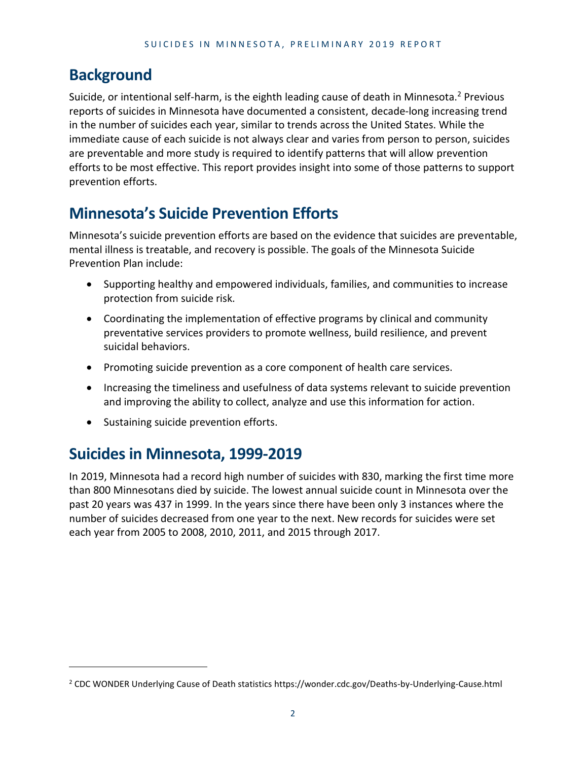## Background

Suicide, or intentional self-harm, is the eighth leading cause of death in Minnesota.[2] Previous reports of suicides in Minnesota have documented a consistent, decade-long increasing trend in the number of suicides each year, similar to trends across the United States. While the immediate cause of each suicide is not always clear and varies from person to person, suicides are preventable and more study is required to identify patterns that will allow prevention efforts to be most effective. This report provides insight into some of those patterns to support prevention efforts.

## Minnesota's Suicide Prevention Efforts

Minnesota's suicide prevention efforts are based on the evidence that suicides are preventable, mental illness is treatable, and recovery is possible. The goals of the Minnesota Suicide Prevention Plan include:

- Supporting healthy and empowered individuals, families, and communities to increase protection from suicide risk.
- Coordinating the implementation of effective programs by clinical and community preventative services providers to promote wellness, build resilience, and prevent suicidal behaviors.
- Promoting suicide prevention as a core component of health care services.
- Increasing the timeliness and usefulness of data systems relevant to suicide prevention and improving the ability to collect, analyze and use this information for action.
- Sustaining suicide prevention efforts.

## Suicides in Minnesota, 1999-2019

In 2019, Minnesota had a record high number of suicides with 830, marking the first time more than 800 Minnesotans died by suicide. The lowest annual suicide count in Minnesota over the past 20 years was 437 in 1999. In the years since there have been only 3 instances where the number of suicides decreased from one year to the next. New records for suicides were set each year from 2005 to 2008, 2010, 2011, and 2015 through 2017.

[2] CDC WONDER Underlying Cause of Death statistics https://wonder.cdc.gov/Deaths-by-Underlying-Cause.html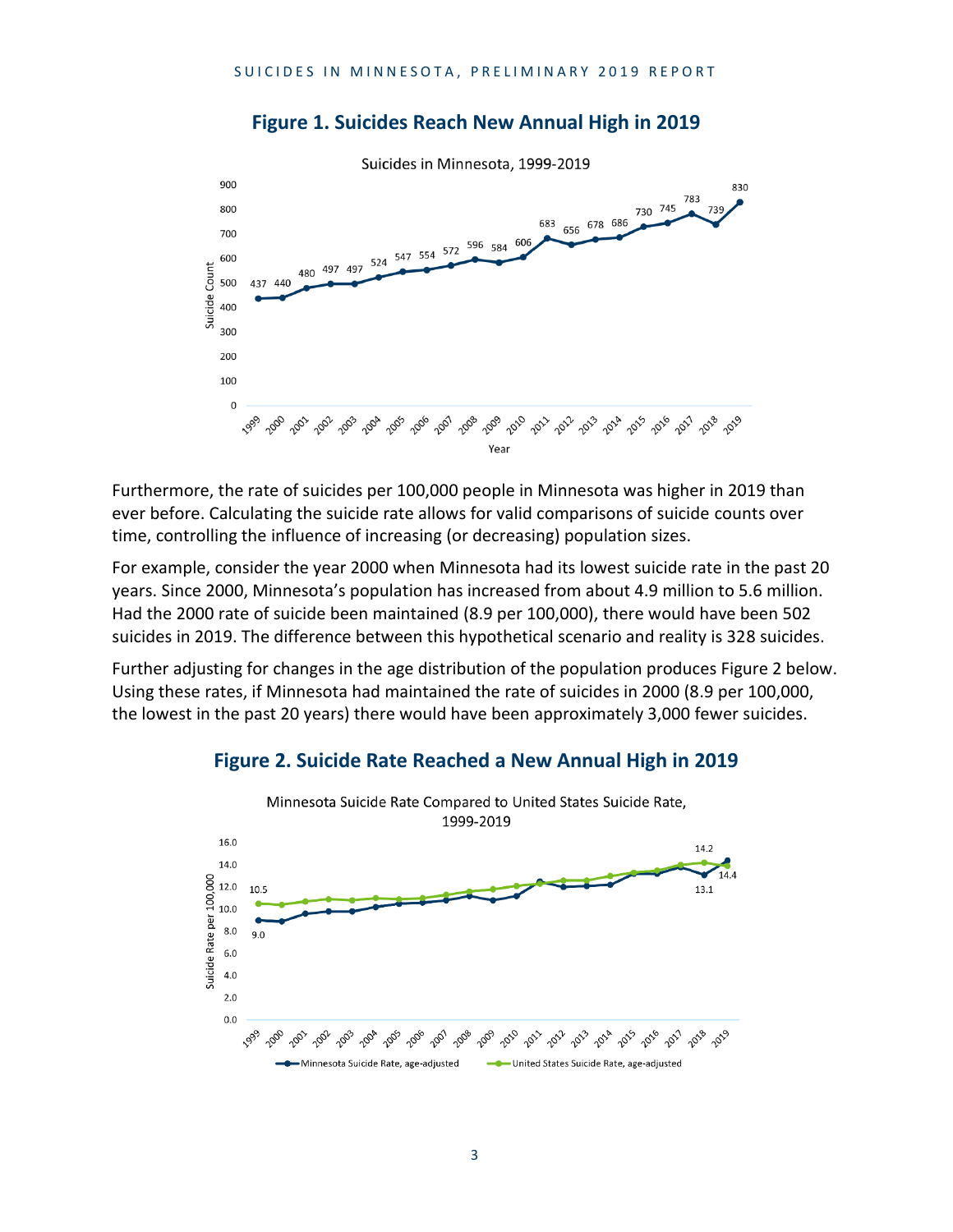## Figure 1. Suicides Reach New Annual High in 2019

Furthermore, the rate of suicides per 100,000 people in Minnesota was higher in 2019 than ever before. Calculating the suicide rate allows for valid comparisons of suicide counts over time, controlling the influence of increasing (or decreasing) population sizes.

For example, consider the year 2000 when Minnesota had its lowest suicide rate in the past 20 years. Since 2000, Minnesota's population has increased from about 4.9 million to 5.6 million. Had the 2000 rate of suicide been maintained (8.9 per 100,000), there would have been 502 suicides in 2019. The difference between this hypothetical scenario and reality is 328 suicides.

Further adjusting for changes in the age distribution of the population produces Figure 2 below. Using these rates, if Minnesota had maintained the rate of suicides in 2000 (8.9 per 100,000, the lowest in the past 20 years) there would have been approximately 3,000 fewer suicides.

## Figure 2. Suicide Rate Reached a New Annual High in 2019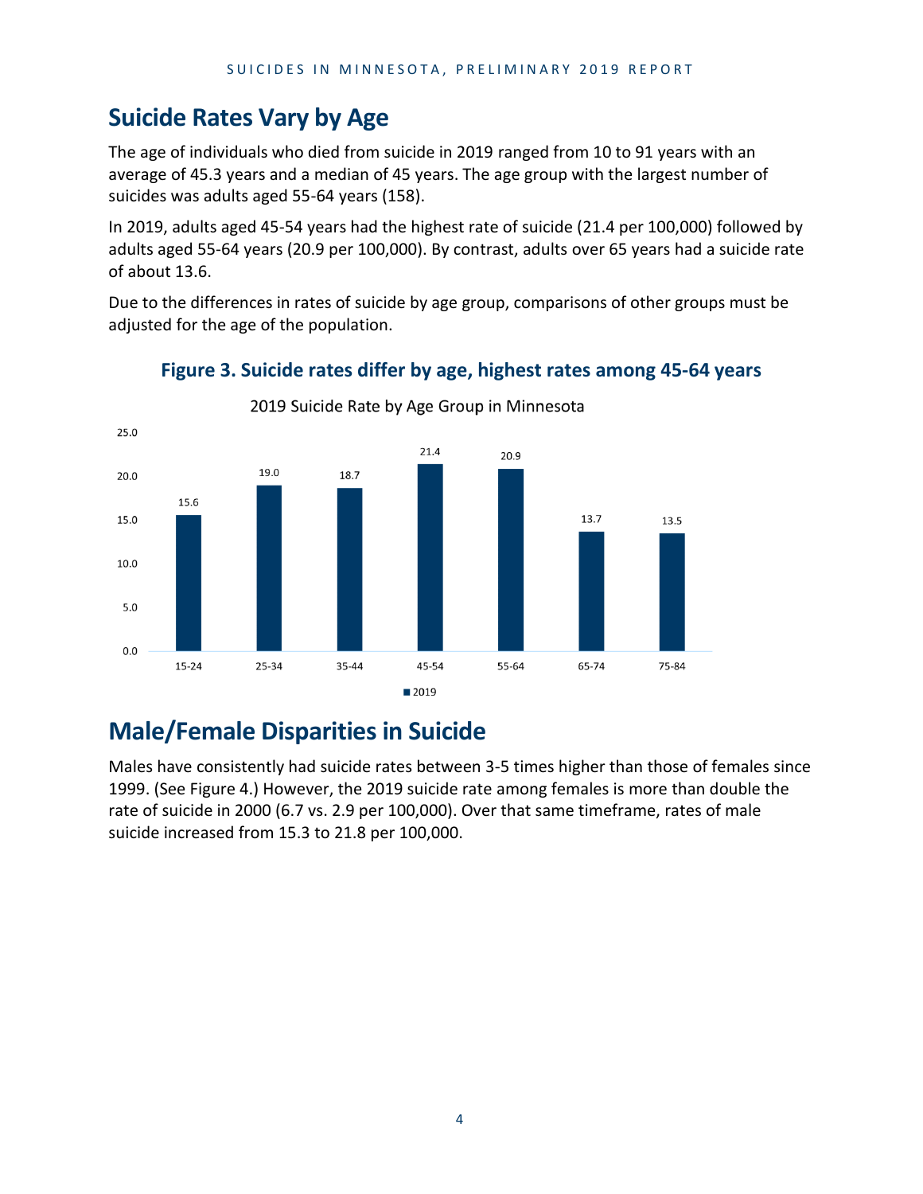## Suicide Rates Vary by Age

The age of individuals who died from suicide in 2019 ranged from 10 to 91 years with an average of 45.3 years and a median of 45 years. The age group with the largest number of suicides was adults aged 55-64 years (158).

In 2019, adults aged 45-54 years had the highest rate of suicide (21.4 per 100,000) followed by adults aged 55-64 years (20.9 per 100,000). By contrast, adults over 65 years had a suicide rate of about 13.6.

Due to the differences in rates of suicide by age group, comparisons of other groups must be adjusted for the age of the population.

### Figure 3. Suicide rates differ by age, highest rates among 45-64 years

2019 Suicide Rate by Age Group in Minnesota

| Age Group | 2019 |
|---|---|
| 15-24 | 15.6 |
| 25-34 | 19.0 |
| 35-44 | 18.7 |
| 45-54 | 21.4 |
| 55-64 | 20.9 |
| 65-74 | 13.7 |
| 75-84 | 13.5 |

## Male/Female Disparities in Suicide

Males have consistently had suicide rates between 3-5 times higher than those of females since 1999. (See Figure 4.) However, the 2019 suicide rate among females is more than double the rate of suicide in 2000 (6.7 vs. 2.9 per 100,000). Over that same timeframe, rates of male suicide increased from 15.3 to 21.8 per 100,000.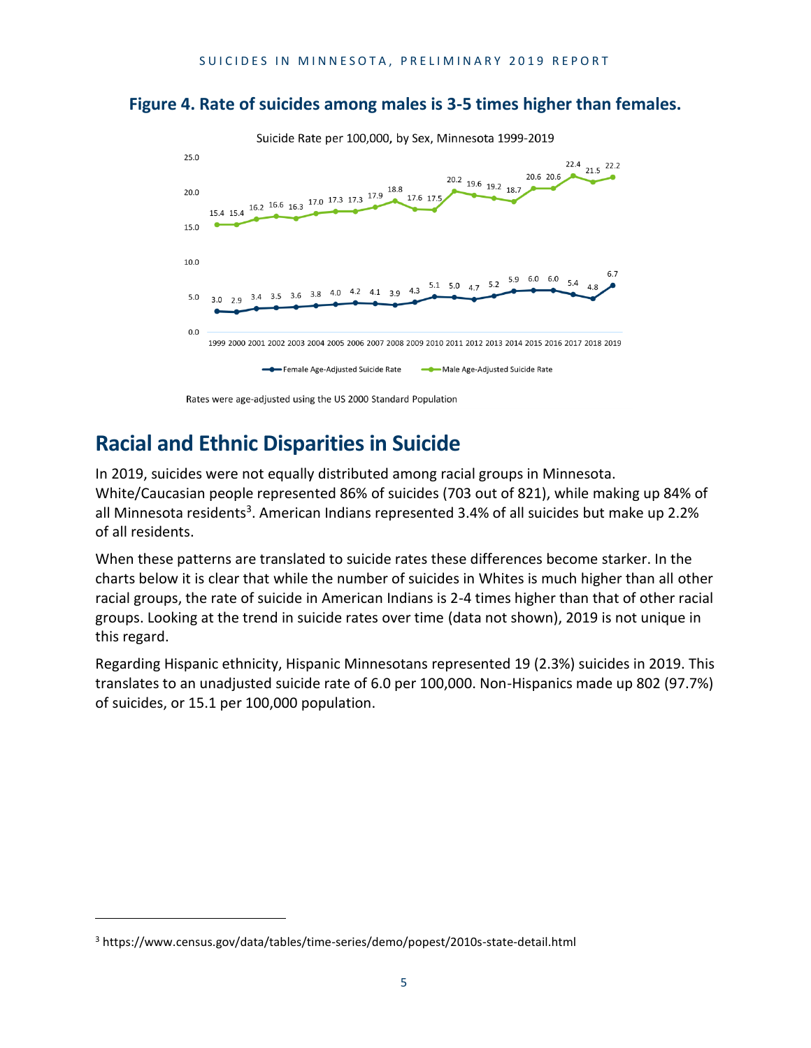**Figure 4. Rate of suicides among males is 3-5 times higher than females.**

Suicide Rate per 100,000, by Sex, Minnesota 1999-2019

| Year | Female Age-Adjusted Suicide Rate | Male Age-Adjusted Suicide Rate |
| --- | --- | --- |
| 1999 | 3.0 | 15.4 |
| 2000 | 2.9 | 15.4 |
| 2001 | 3.4 | 16.2 |
| 2002 | 3.5 | 16.6 |
| 2003 | 3.6 | 16.3 |
| 2004 | 3.8 | 17.0 |
| 2005 | 4.0 | 17.3 |
| 2006 | 4.2 | 17.3 |
| 2007 | 4.1 | 17.9 |
| 2008 | 3.9 | 18.8 |
| 2009 | 4.3 | 17.6 |
| 2010 | 5.1 | 17.5 |
| 2011 | 5.0 | 20.2 |
| 2012 | 4.7 | 19.6 |
| 2013 | 5.2 | 19.2 |
| 2014 | 5.9 | 18.7 |
| 2015 | 6.0 | 20.6 |
| 2016 | 6.0 | 20.6 |
| 2017 | 5.4 | 22.4 |
| 2018 | 4.8 | 21.5 |
| 2019 | 6.7 | 22.2 |

Rates were age-adjusted using the US 2000 Standard Population

## Racial and Ethnic Disparities in Suicide

In 2019, suicides were not equally distributed among racial groups in Minnesota. White/Caucasian people represented 86% of suicides (703 out of 821), while making up 84% of all Minnesota residents[3]. American Indians represented 3.4% of all suicides but make up 2.2% of all residents.

When these patterns are translated to suicide rates these differences become starker. In the charts below it is clear that while the number of suicides in Whites is much higher than all other racial groups, the rate of suicide in American Indians is 2-4 times higher than that of other racial groups. Looking at the trend in suicide rates over time (data not shown), 2019 is not unique in this regard.

Regarding Hispanic ethnicity, Hispanic Minnesotans represented 19 (2.3%) suicides in 2019. This translates to an unadjusted suicide rate of 6.0 per 100,000. Non-Hispanics made up 802 (97.7%) of suicides, or 15.1 per 100,000 population.

[3] https://www.census.gov/data/tables/time-series/demo/popest/2010s-state-detail.html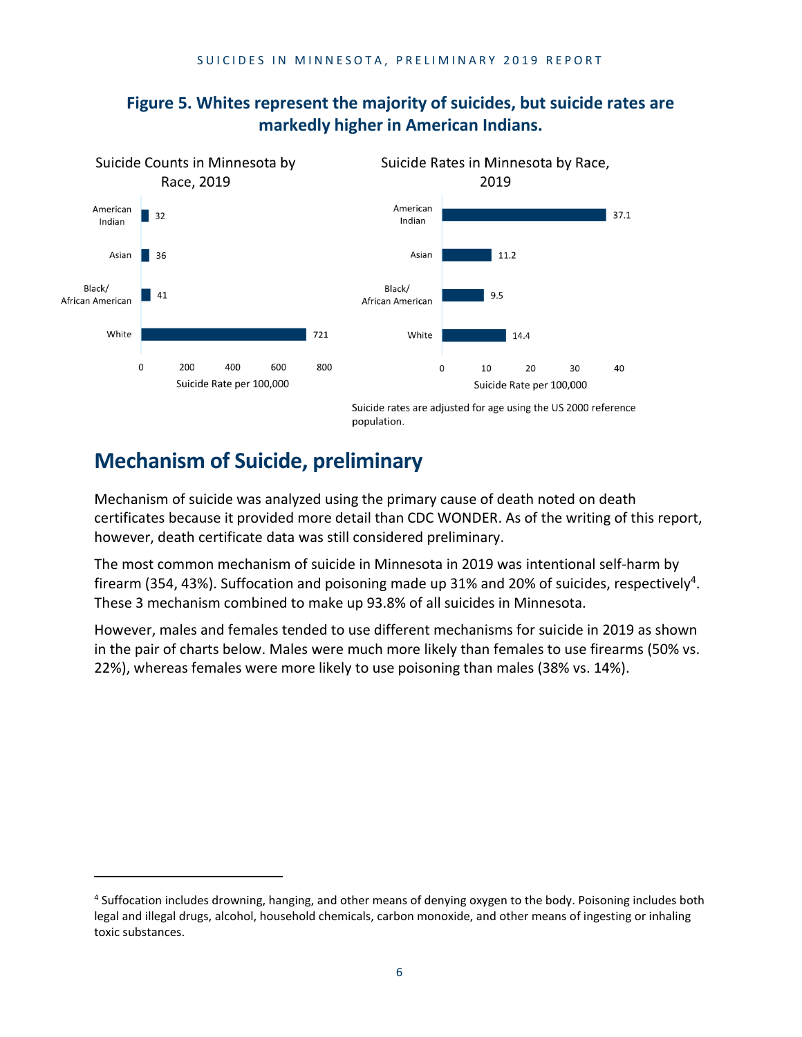**Figure 5. Whites represent the majority of suicides, but suicide rates are markedly higher in American Indians.**

Suicide Counts in Minnesota by Race, 2019

| Race | Count |
| --- | --- |
| American Indian | 32 |
| Asian | 36 |
| Black/ African American | 41 |
| White | 721 |

Suicide Rates in Minnesota by Race, 2019

| Race | Suicide Rate per 100,000 |
| --- | --- |
| American Indian | 37.1 |
| Asian | 11.2 |
| Black/ African American | 9.5 |
| White | 14.4 |

Suicide rates are adjusted for age using the US 2000 reference population.

## Mechanism of Suicide, preliminary

Mechanism of suicide was analyzed using the primary cause of death noted on death certificates because it provided more detail than CDC WONDER. As of the writing of this report, however, death certificate data was still considered preliminary.

The most common mechanism of suicide in Minnesota in 2019 was intentional self-harm by firearm (354, 43%). Suffocation and poisoning made up 31% and 20% of suicides, respectively[4]. These 3 mechanism combined to make up 93.8% of all suicides in Minnesota.

However, males and females tended to use different mechanisms for suicide in 2019 as shown in the pair of charts below. Males were much more likely than females to use firearms (50% vs. 22%), whereas females were more likely to use poisoning than males (38% vs. 14%).

[4] Suffocation includes drowning, hanging, and other means of denying oxygen to the body. Poisoning includes both legal and illegal drugs, alcohol, household chemicals, carbon monoxide, and other means of ingesting or inhaling toxic substances.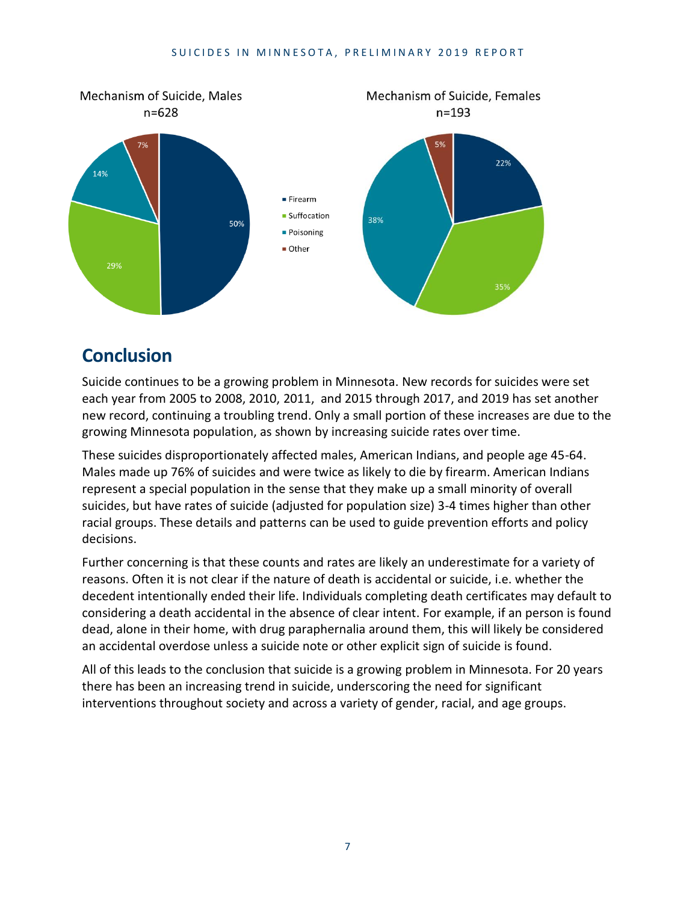Mechanism of Suicide, Males
n=628

- Firearm: 50%
- Suffocation: 29%
- Poisoning: 14%
- Other: 7%

Mechanism of Suicide, Females
n=193

- Firearm: 22%
- Suffocation: 35%
- Poisoning: 38%
- Other: 5%

## Conclusion

Suicide continues to be a growing problem in Minnesota. New records for suicides were set each year from 2005 to 2008, 2010, 2011, and 2015 through 2017, and 2019 has set another new record, continuing a troubling trend. Only a small portion of these increases are due to the growing Minnesota population, as shown by increasing suicide rates over time.

These suicides disproportionately affected males, American Indians, and people age 45-64. Males made up 76% of suicides and were twice as likely to die by firearm. American Indians represent a special population in the sense that they make up a small minority of overall suicides, but have rates of suicide (adjusted for population size) 3-4 times higher than other racial groups. These details and patterns can be used to guide prevention efforts and policy decisions.

Further concerning is that these counts and rates are likely an underestimate for a variety of reasons. Often it is not clear if the nature of death is accidental or suicide, i.e. whether the decedent intentionally ended their life. Individuals completing death certificates may default to considering a death accidental in the absence of clear intent. For example, if an person is found dead, alone in their home, with drug paraphernalia around them, this will likely be considered an accidental overdose unless a suicide note or other explicit sign of suicide is found.

All of this leads to the conclusion that suicide is a growing problem in Minnesota. For 20 years there has been an increasing trend in suicide, underscoring the need for significant interventions throughout society and across a variety of gender, racial, and age groups.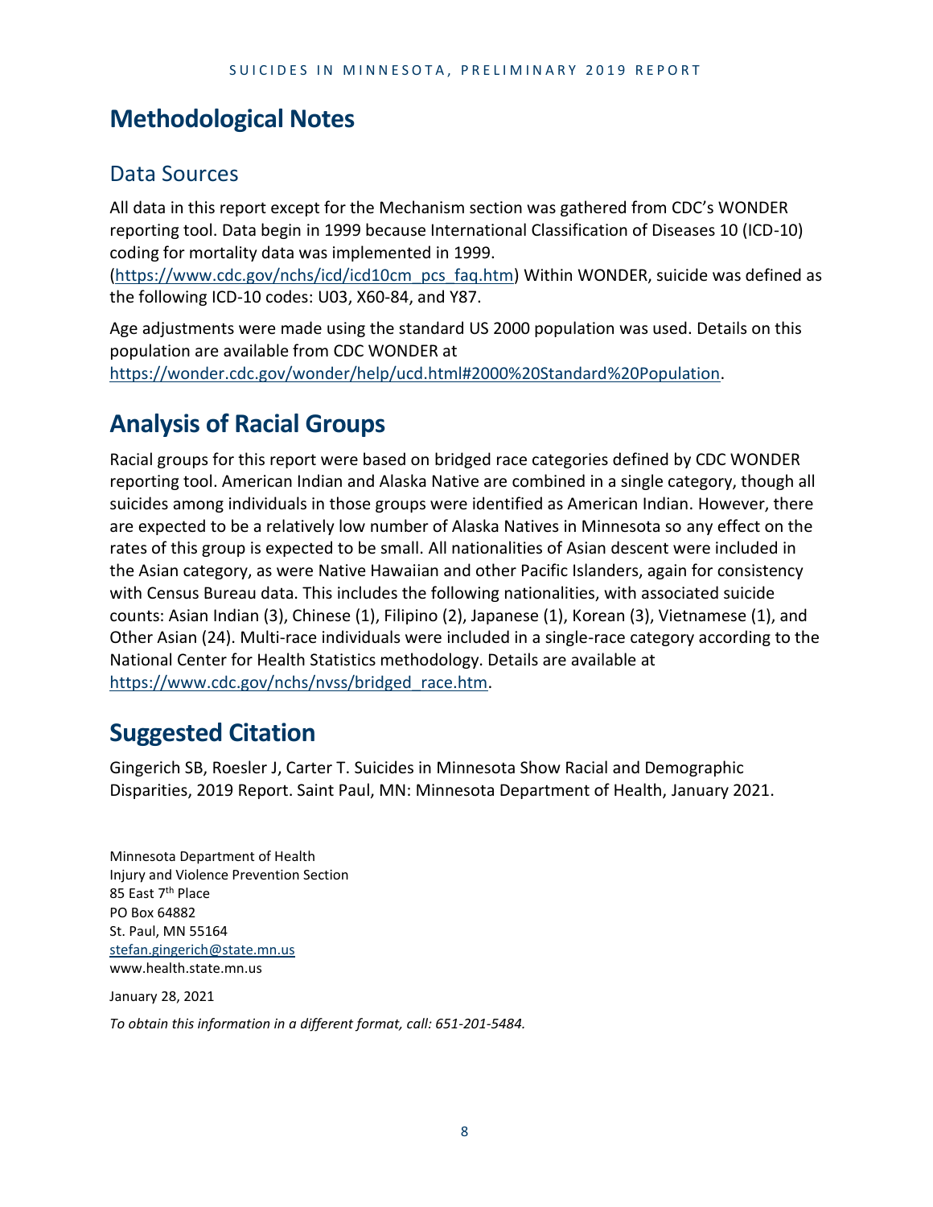## Methodological Notes

### Data Sources

All data in this report except for the Mechanism section was gathered from CDC's WONDER reporting tool. Data begin in 1999 because International Classification of Diseases 10 (ICD-10) coding for mortality data was implemented in 1999. (https://www.cdc.gov/nchs/icd/icd10cm_pcs_faq.htm) Within WONDER, suicide was defined as the following ICD-10 codes: U03, X60-84, and Y87.

Age adjustments were made using the standard US 2000 population was used. Details on this population are available from CDC WONDER at https://wonder.cdc.gov/wonder/help/ucd.html#2000%20Standard%20Population.

## Analysis of Racial Groups

Racial groups for this report were based on bridged race categories defined by CDC WONDER reporting tool. American Indian and Alaska Native are combined in a single category, though all suicides among individuals in those groups were identified as American Indian. However, there are expected to be a relatively low number of Alaska Natives in Minnesota so any effect on the rates of this group is expected to be small. All nationalities of Asian descent were included in the Asian category, as were Native Hawaiian and other Pacific Islanders, again for consistency with Census Bureau data. This includes the following nationalities, with associated suicide counts: Asian Indian (3), Chinese (1), Filipino (2), Japanese (1), Korean (3), Vietnamese (1), and Other Asian (24). Multi-race individuals were included in a single-race category according to the National Center for Health Statistics methodology. Details are available at https://www.cdc.gov/nchs/nvss/bridged_race.htm.

## Suggested Citation

Gingerich SB, Roesler J, Carter T. Suicides in Minnesota Show Racial and Demographic Disparities, 2019 Report. Saint Paul, MN: Minnesota Department of Health, January 2021.

Minnesota Department of Health
Injury and Violence Prevention Section
85 East 7th Place
PO Box 64882
St. Paul, MN 55164
stefan.gingerich@state.mn.us
www.health.state.mn.us

January 28, 2021

*To obtain this information in a different format, call: 651-201-5484.*